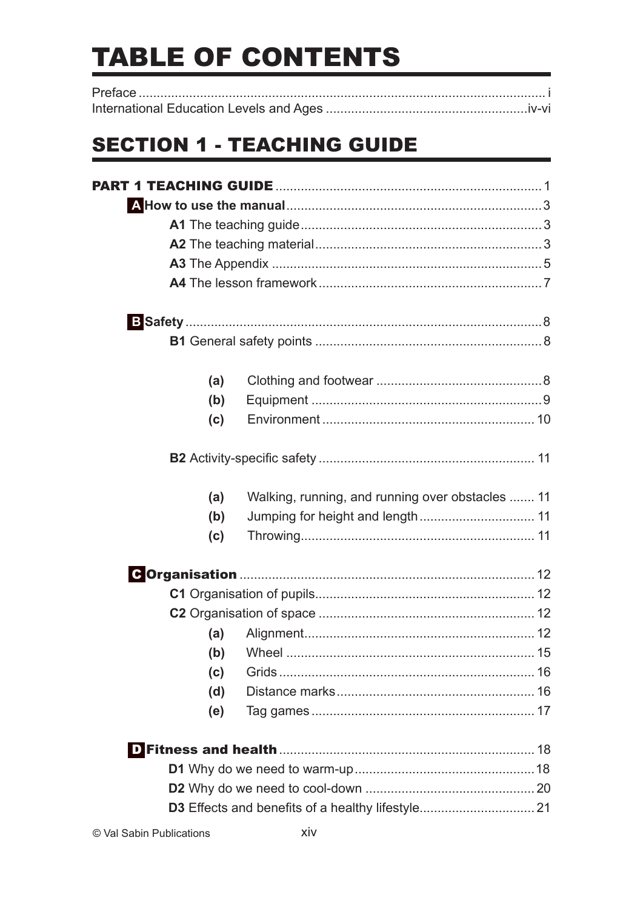# TABLE OF CONTENTS

Preface ..... i
International Education Levels and Ages ..... iv-vi

# SECTION 1 - TEACHING GUIDE

**PART 1 TEACHING GUIDE** ..... 1

**A How to use the manual** ..... 3

- **A1** The teaching guide ..... 3
- **A2** The teaching material ..... 3
- **A3** The Appendix ..... 5
- **A4** The lesson framework ..... 7

**B Safety** ..... 8

- **B1** General safety points ..... 8
  - **(a)** Clothing and footwear ..... 8
  - **(b)** Equipment ..... 9
  - **(c)** Environment ..... 10
- **B2** Activity-specific safety ..... 11
  - **(a)** Walking, running, and running over obstacles ..... 11
  - **(b)** Jumping for height and length ..... 11
  - **(c)** Throwing ..... 11

**C Organisation** ..... 12

- **C1** Organisation of pupils ..... 12
- **C2** Organisation of space ..... 12
  - **(a)** Alignment ..... 12
  - **(b)** Wheel ..... 15
  - **(c)** Grids ..... 16
  - **(d)** Distance marks ..... 16
  - **(e)** Tag games ..... 17

**D Fitness and health** ..... 18

- **D1** Why do we need to warm-up ..... 18
- **D2** Why do we need to cool-down ..... 20
- **D3** Effects and benefits of a healthy lifestyle ..... 21

© Val Sabin Publications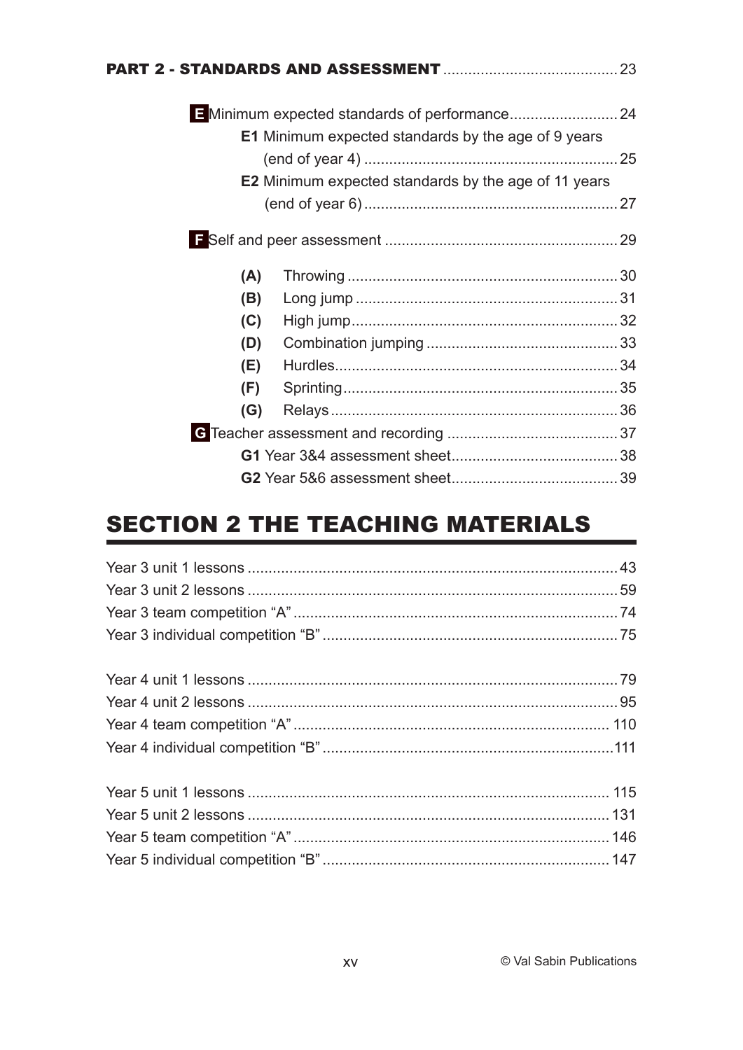**PART 2 - STANDARDS AND ASSESSMENT** .......................................... 23

- **E** Minimum expected standards of performance.......................... 24
  - **E1** Minimum expected standards by the age of 9 years (end of year 4) ............................................................. 25
  - **E2** Minimum expected standards by the age of 11 years (end of year 6) ............................................................. 27
- **F** Self and peer assessment ........................................................ 29
  - **(A)** Throwing ................................................................. 30
  - **(B)** Long jump ............................................................... 31
  - **(C)** High jump................................................................. 32
  - **(D)** Combination jumping .............................................. 33
  - **(E)** Hurdles..................................................................... 34
  - **(F)** Sprinting................................................................... 35
  - **(G)** Relays ...................................................................... 36
- **G** Teacher assessment and recording .......................................... 37
  - **G1** Year 3&4 assessment sheet......................................... 38
  - **G2** Year 5&6 assessment sheet......................................... 39

## SECTION 2 THE TEACHING MATERIALS

Year 3 unit 1 lessons ......................................................................................... 43
Year 3 unit 2 lessons ......................................................................................... 59
Year 3 team competition “A” .............................................................................. 74
Year 3 individual competition “B” ....................................................................... 75

Year 4 unit 1 lessons ......................................................................................... 79
Year 4 unit 2 lessons ......................................................................................... 95
Year 4 team competition “A” ............................................................................ 110
Year 4 individual competition “B” ..................................................................... 111

Year 5 unit 1 lessons ....................................................................................... 115
Year 5 unit 2 lessons ....................................................................................... 131
Year 5 team competition “A” ............................................................................ 146
Year 5 individual competition “B” ..................................................................... 147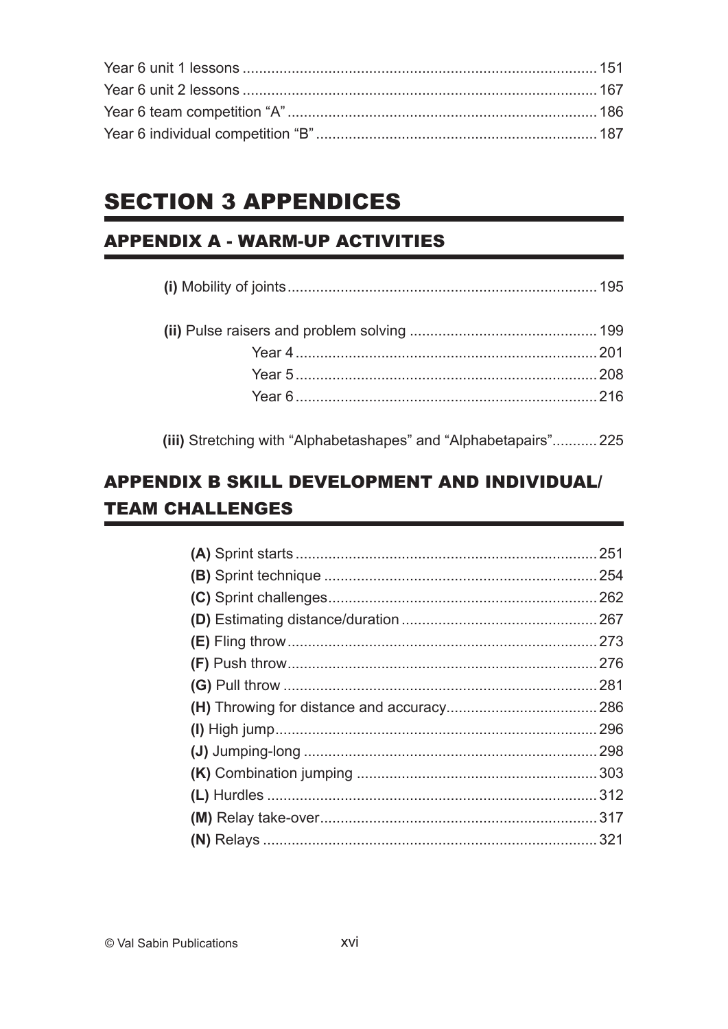Year 6 unit 1 lessons ..................................................................................... 151
Year 6 unit 2 lessons ..................................................................................... 167
Year 6 team competition "A" .......................................................................... 186
Year 6 individual competition "B" ................................................................... 187

# SECTION 3 APPENDICES

## APPENDIX A - WARM-UP ACTIVITIES

**(i)** Mobility of joints .......................................................................... 195

**(ii)** Pulse raisers and problem solving ............................................. 199
Year 4 ......................................................................... 201
Year 5 ......................................................................... 208
Year 6 ......................................................................... 216

**(iii)** Stretching with "Alphabetashapes" and "Alphabetapairs" ........... 225

## APPENDIX B SKILL DEVELOPMENT AND INDIVIDUAL/ TEAM CHALLENGES

**(A)** Sprint starts ......................................................................... 251
**(B)** Sprint technique .................................................................. 254
**(C)** Sprint challenges ................................................................. 262
**(D)** Estimating distance/duration ................................................ 267
**(E)** Fling throw .......................................................................... 273
**(F)** Push throw .......................................................................... 276
**(G)** Pull throw ............................................................................ 281
**(H)** Throwing for distance and accuracy .................................... 286
**(I)** High jump ............................................................................. 296
**(J)** Jumping-long ....................................................................... 298
**(K)** Combination jumping .......................................................... 303
**(L)** Hurdles ................................................................................ 312
**(M)** Relay take-over ................................................................... 317
**(N)** Relays ................................................................................. 321

© Val Sabin Publications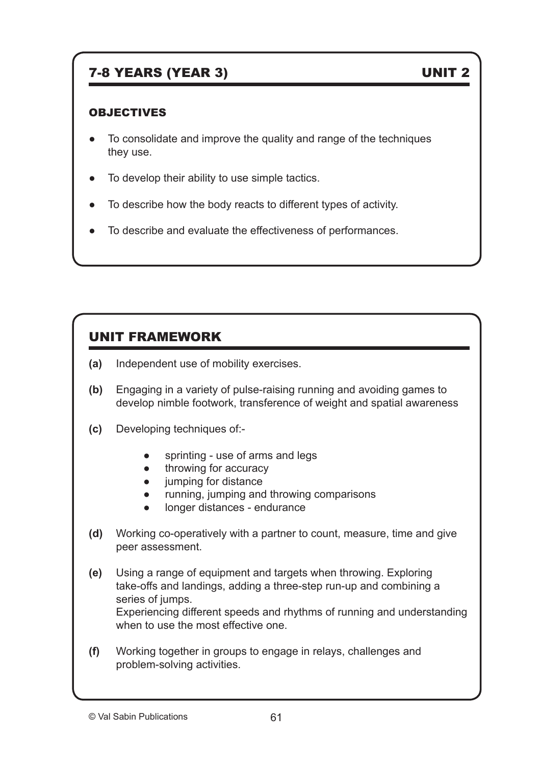## 7-8 YEARS (YEAR 3) UNIT 2

### OBJECTIVES

- To consolidate and improve the quality and range of the techniques they use.
- To develop their ability to use simple tactics.
- To describe how the body reacts to different types of activity.
- To describe and evaluate the effectiveness of performances.

## UNIT FRAMEWORK

**(a)** Independent use of mobility exercises.

**(b)** Engaging in a variety of pulse-raising running and avoiding games to develop nimble footwork, transference of weight and spatial awareness

**(c)** Developing techniques of:-

- sprinting - use of arms and legs
- throwing for accuracy
- jumping for distance
- running, jumping and throwing comparisons
- longer distances - endurance

**(d)** Working co-operatively with a partner to count, measure, time and give peer assessment.

**(e)** Using a range of equipment and targets when throwing. Exploring take-offs and landings, adding a three-step run-up and combining a series of jumps.
Experiencing different speeds and rhythms of running and understanding when to use the most effective one.

**(f)** Working together in groups to engage in relays, challenges and problem-solving activities.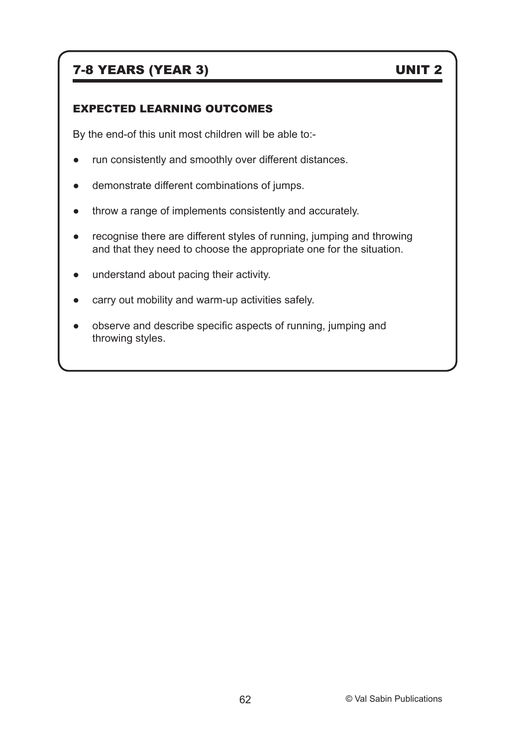## 7-8 YEARS (YEAR 3) — UNIT 2

### EXPECTED LEARNING OUTCOMES

By the end-of this unit most children will be able to:-

- run consistently and smoothly over different distances.
- demonstrate different combinations of jumps.
- throw a range of implements consistently and accurately.
- recognise there are different styles of running, jumping and throwing and that they need to choose the appropriate one for the situation.
- understand about pacing their activity.
- carry out mobility and warm-up activities safely.
- observe and describe specific aspects of running, jumping and throwing styles.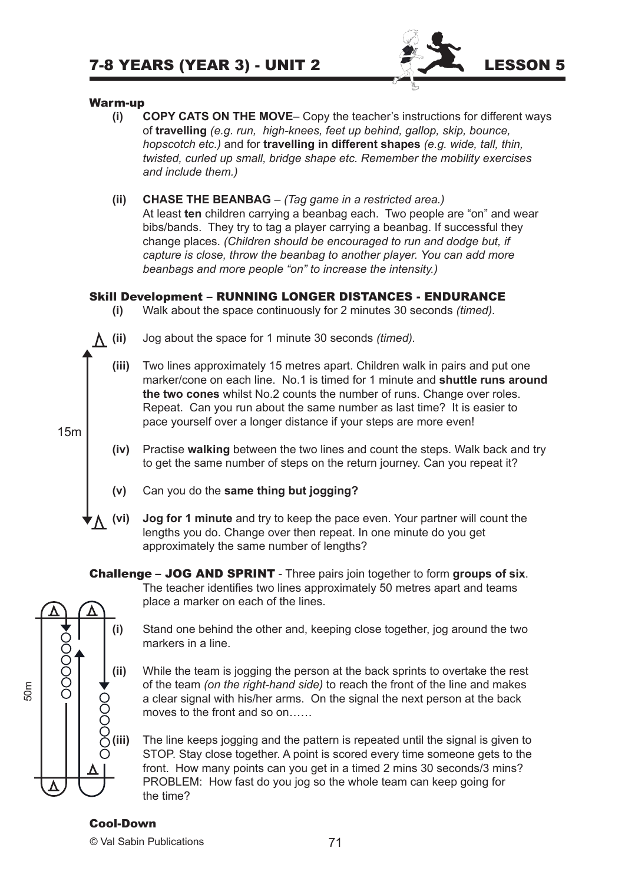# 7-8 YEARS (YEAR 3) - UNIT 2 LESSON 5

## Warm-up

**(i)** **COPY CATS ON THE MOVE**– Copy the teacher's instructions for different ways of **travelling** *(e.g. run, high-knees, feet up behind, gallop, skip, bounce, hopscotch etc.)* and for **travelling in different shapes** *(e.g. wide, tall, thin, twisted, curled up small, bridge shape etc. Remember the mobility exercises and include them.)*

**(ii)** **CHASE THE BEANBAG** – *(Tag game in a restricted area.)*
At least **ten** children carrying a beanbag each. Two people are "on" and wear bibs/bands. They try to tag a player carrying a beanbag. If successful they change places. *(Children should be encouraged to run and dodge but, if capture is close, throw the beanbag to another player. You can add more beanbags and more people "on" to increase the intensity.)*

## Skill Development – RUNNING LONGER DISTANCES - ENDURANCE

**(i)** Walk about the space continuously for 2 minutes 30 seconds *(timed).*

**(ii)** Jog about the space for 1 minute 30 seconds *(timed).*

**(iii)** Two lines approximately 15 metres apart. Children walk in pairs and put one marker/cone on each line. No.1 is timed for 1 minute and **shuttle runs around the two cones** whilst No.2 counts the number of runs. Change over roles. Repeat. Can you run about the same number as last time? It is easier to pace yourself over a longer distance if your steps are more even!

15m

**(iv)** Practise **walking** between the two lines and count the steps. Walk back and try to get the same number of steps on the return journey. Can you repeat it?

**(v)** Can you do the **same thing but jogging?**

**(vi)** **Jog for 1 minute** and try to keep the pace even. Your partner will count the lengths you do. Change over then repeat. In one minute do you get approximately the same number of lengths?

## Challenge – JOG AND SPRINT

Three pairs join together to form **groups of six**. The teacher identifies two lines approximately 50 metres apart and teams place a marker on each of the lines.

50m

**(i)** Stand one behind the other and, keeping close together, jog around the two markers in a line.

**(ii)** While the team is jogging the person at the back sprints to overtake the rest of the team *(on the right-hand side)* to reach the front of the line and makes a clear signal with his/her arms. On the signal the next person at the back moves to the front and so on……

**(iii)** The line keeps jogging and the pattern is repeated until the signal is given to STOP. Stay close together. A point is scored every time someone gets to the front. How many points can you get in a timed 2 mins 30 seconds/3 mins? PROBLEM: How fast do you jog so the whole team can keep going for the time?

## Cool-Down

© Val Sabin Publications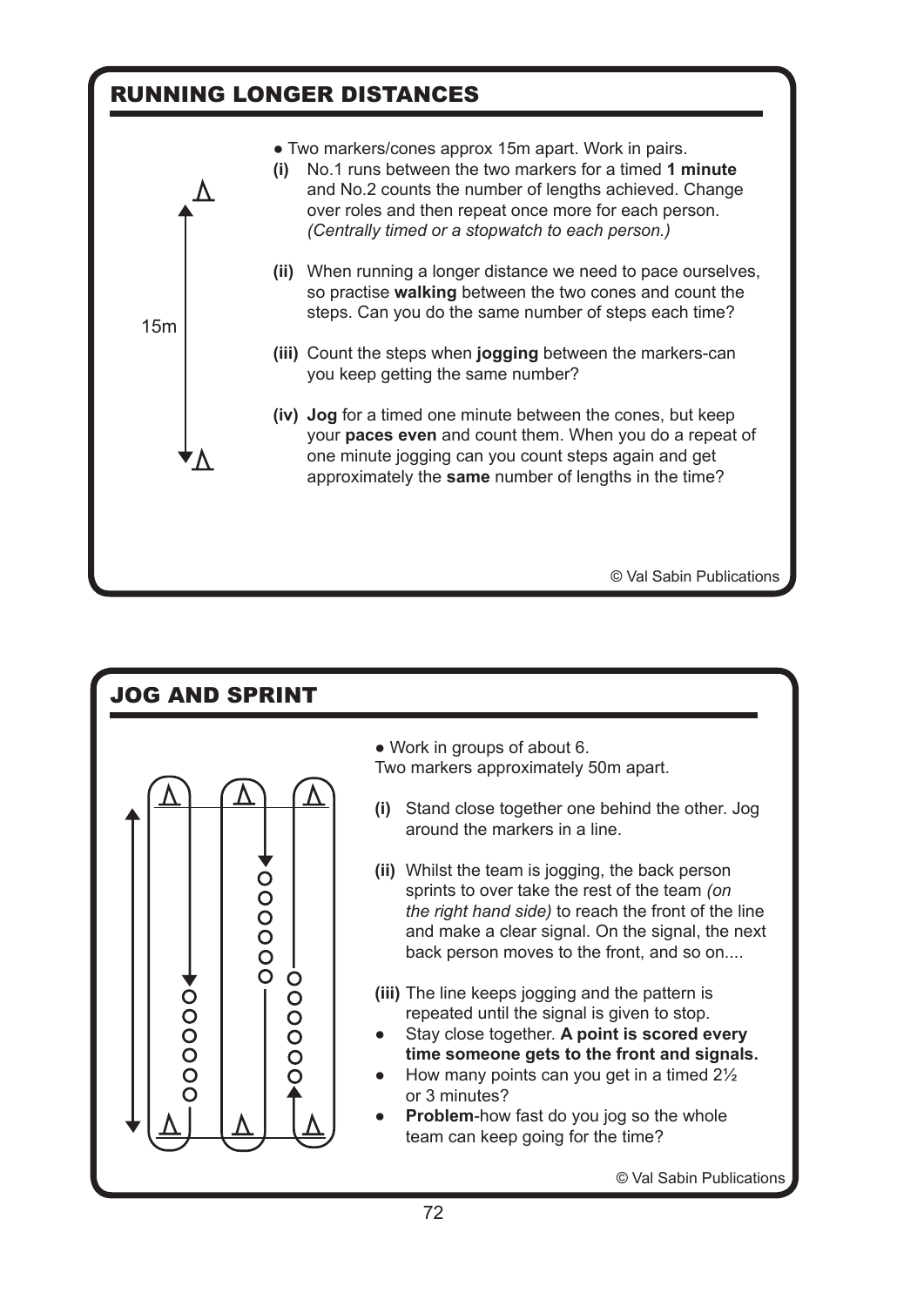## RUNNING LONGER DISTANCES

15m

- Two markers/cones approx 15m apart. Work in pairs.

**(i)** No.1 runs between the two markers for a timed **1 minute** and No.2 counts the number of lengths achieved. Change over roles and then repeat once more for each person. *(Centrally timed or a stopwatch to each person.)*

**(ii)** When running a longer distance we need to pace ourselves, so practise **walking** between the two cones and count the steps. Can you do the same number of steps each time?

**(iii)** Count the steps when **jogging** between the markers-can you keep getting the same number?

**(iv)** **Jog** for a timed one minute between the cones, but keep your **paces even** and count them. When you do a repeat of one minute jogging can you count steps again and get approximately the **same** number of lengths in the time?

© Val Sabin Publications

## JOG AND SPRINT

- Work in groups of about 6.

Two markers approximately 50m apart.

**(i)** Stand close together one behind the other. Jog around the markers in a line.

**(ii)** Whilst the team is jogging, the back person sprints to over take the rest of the team *(on the right hand side)* to reach the front of the line and make a clear signal. On the signal, the next back person moves to the front, and so on....

**(iii)** The line keeps jogging and the pattern is repeated until the signal is given to stop.

- Stay close together. **A point is scored every time someone gets to the front and signals.**
- How many points can you get in a timed 2½ or 3 minutes?
- **Problem**-how fast do you jog so the whole team can keep going for the time?

© Val Sabin Publications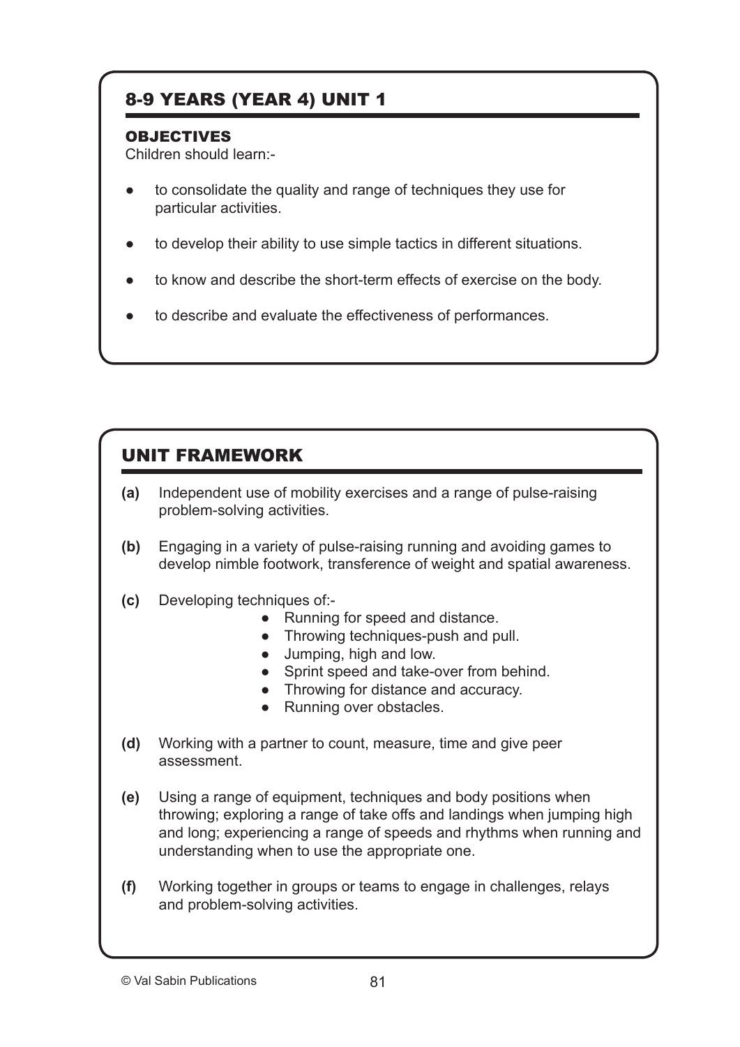## 8-9 YEARS (YEAR 4) UNIT 1

### OBJECTIVES

Children should learn:-

- to consolidate the quality and range of techniques they use for particular activities.
- to develop their ability to use simple tactics in different situations.
- to know and describe the short-term effects of exercise on the body.
- to describe and evaluate the effectiveness of performances.

## UNIT FRAMEWORK

**(a)** Independent use of mobility exercises and a range of pulse-raising problem-solving activities.

**(b)** Engaging in a variety of pulse-raising running and avoiding games to develop nimble footwork, transference of weight and spatial awareness.

**(c)** Developing techniques of:-

- Running for speed and distance.
- Throwing techniques-push and pull.
- Jumping, high and low.
- Sprint speed and take-over from behind.
- Throwing for distance and accuracy.
- Running over obstacles.

**(d)** Working with a partner to count, measure, time and give peer assessment.

**(e)** Using a range of equipment, techniques and body positions when throwing; exploring a range of take offs and landings when jumping high and long; experiencing a range of speeds and rhythms when running and understanding when to use the appropriate one.

**(f)** Working together in groups or teams to engage in challenges, relays and problem-solving activities.

© Val Sabin Publications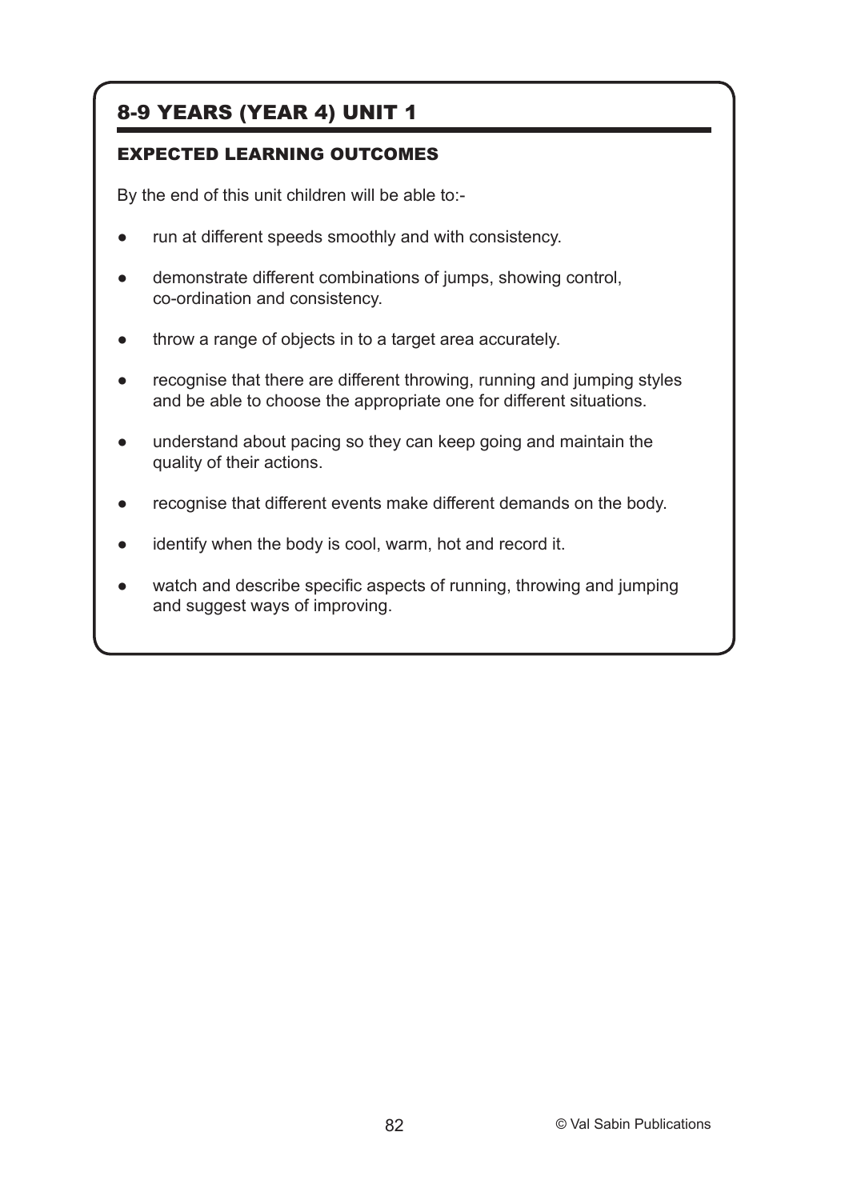## 8-9 YEARS (YEAR 4) UNIT 1

### EXPECTED LEARNING OUTCOMES

By the end of this unit children will be able to:-

- run at different speeds smoothly and with consistency.
- demonstrate different combinations of jumps, showing control, co-ordination and consistency.
- throw a range of objects in to a target area accurately.
- recognise that there are different throwing, running and jumping styles and be able to choose the appropriate one for different situations.
- understand about pacing so they can keep going and maintain the quality of their actions.
- recognise that different events make different demands on the body.
- identify when the body is cool, warm, hot and record it.
- watch and describe specific aspects of running, throwing and jumping and suggest ways of improving.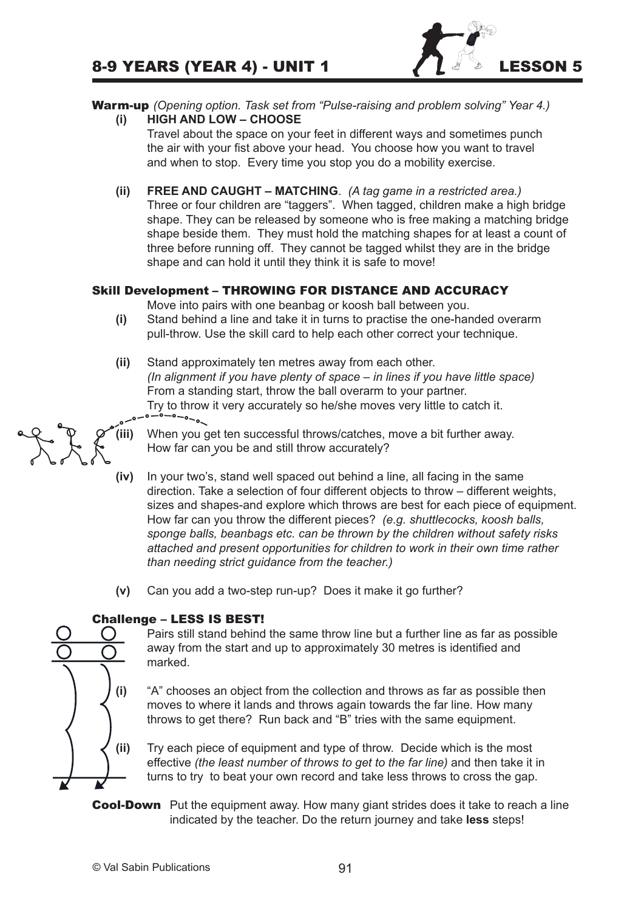# 8-9 YEARS (YEAR 4) - UNIT 1 LESSON 5

**Warm-up** *(Opening option. Task set from "Pulse-raising and problem solving" Year 4.)*

**(i) HIGH AND LOW – CHOOSE**
Travel about the space on your feet in different ways and sometimes punch the air with your fist above your head. You choose how you want to travel and when to stop. Every time you stop you do a mobility exercise.

**(ii) FREE AND CAUGHT – MATCHING**. *(A tag game in a restricted area.)*
Three or four children are "taggers". When tagged, children make a high bridge shape. They can be released by someone who is free making a matching bridge shape beside them. They must hold the matching shapes for at least a count of three before running off. They cannot be tagged whilst they are in the bridge shape and can hold it until they think it is safe to move!

## Skill Development – THROWING FOR DISTANCE AND ACCURACY

Move into pairs with one beanbag or koosh ball between you.

**(i)** Stand behind a line and take it in turns to practise the one-handed overarm pull-throw. Use the skill card to help each other correct your technique.

**(ii)** Stand approximately ten metres away from each other.
*(In alignment if you have plenty of space – in lines if you have little space)*
From a standing start, throw the ball overarm to your partner.
Try to throw it very accurately so he/she moves very little to catch it.

**(iii)** When you get ten successful throws/catches, move a bit further away. How far can you be and still throw accurately?

**(iv)** In your two's, stand well spaced out behind a line, all facing in the same direction. Take a selection of four different objects to throw – different weights, sizes and shapes-and explore which throws are best for each piece of equipment. How far can you throw the different pieces? *(e.g. shuttlecocks, koosh balls, sponge balls, beanbags etc. can be thrown by the children without safety risks attached and present opportunities for children to work in their own time rather than needing strict guidance from the teacher.)*

**(v)** Can you add a two-step run-up? Does it make it go further?

## Challenge – LESS IS BEST!

Pairs still stand behind the same throw line but a further line as far as possible away from the start and up to approximately 30 metres is identified and marked.

**(i)** "A" chooses an object from the collection and throws as far as possible then moves to where it lands and throws again towards the far line. How many throws to get there? Run back and "B" tries with the same equipment.

**(ii)** Try each piece of equipment and type of throw. Decide which is the most effective *(the least number of throws to get to the far line)* and then take it in turns to try to beat your own record and take less throws to cross the gap.

**Cool-Down** Put the equipment away. How many giant strides does it take to reach a line indicated by the teacher. Do the return journey and take **less** steps!

© Val Sabin Publications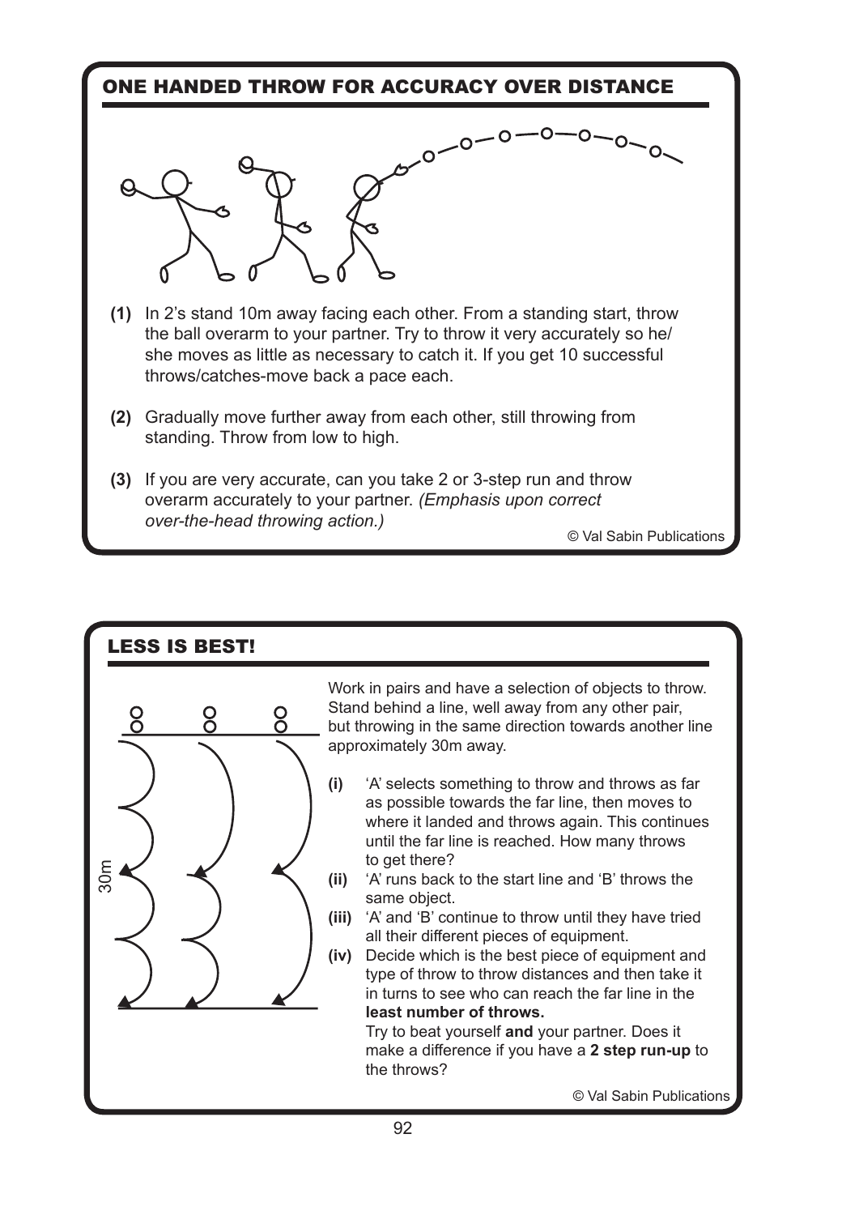## ONE HANDED THROW FOR ACCURACY OVER DISTANCE

**(1)** In 2's stand 10m away facing each other. From a standing start, throw the ball overarm to your partner. Try to throw it very accurately so he/she moves as little as necessary to catch it. If you get 10 successful throws/catches-move back a pace each.

**(2)** Gradually move further away from each other, still throwing from standing. Throw from low to high.

**(3)** If you are very accurate, can you take 2 or 3-step run and throw overarm accurately to your partner. *(Emphasis upon correct over-the-head throwing action.)*

© Val Sabin Publications

## LESS IS BEST!

30m

Work in pairs and have a selection of objects to throw. Stand behind a line, well away from any other pair, but throwing in the same direction towards another line approximately 30m away.

**(i)** 'A' selects something to throw and throws as far as possible towards the far line, then moves to where it landed and throws again. This continues until the far line is reached. How many throws to get there?

**(ii)** 'A' runs back to the start line and 'B' throws the same object.

**(iii)** 'A' and 'B' continue to throw until they have tried all their different pieces of equipment.

**(iv)** Decide which is the best piece of equipment and type of throw to throw distances and then take it in turns to see who can reach the far line in the **least number of throws.**
Try to beat yourself **and** your partner. Does it make a difference if you have a **2 step run-up** to the throws?

© Val Sabin Publications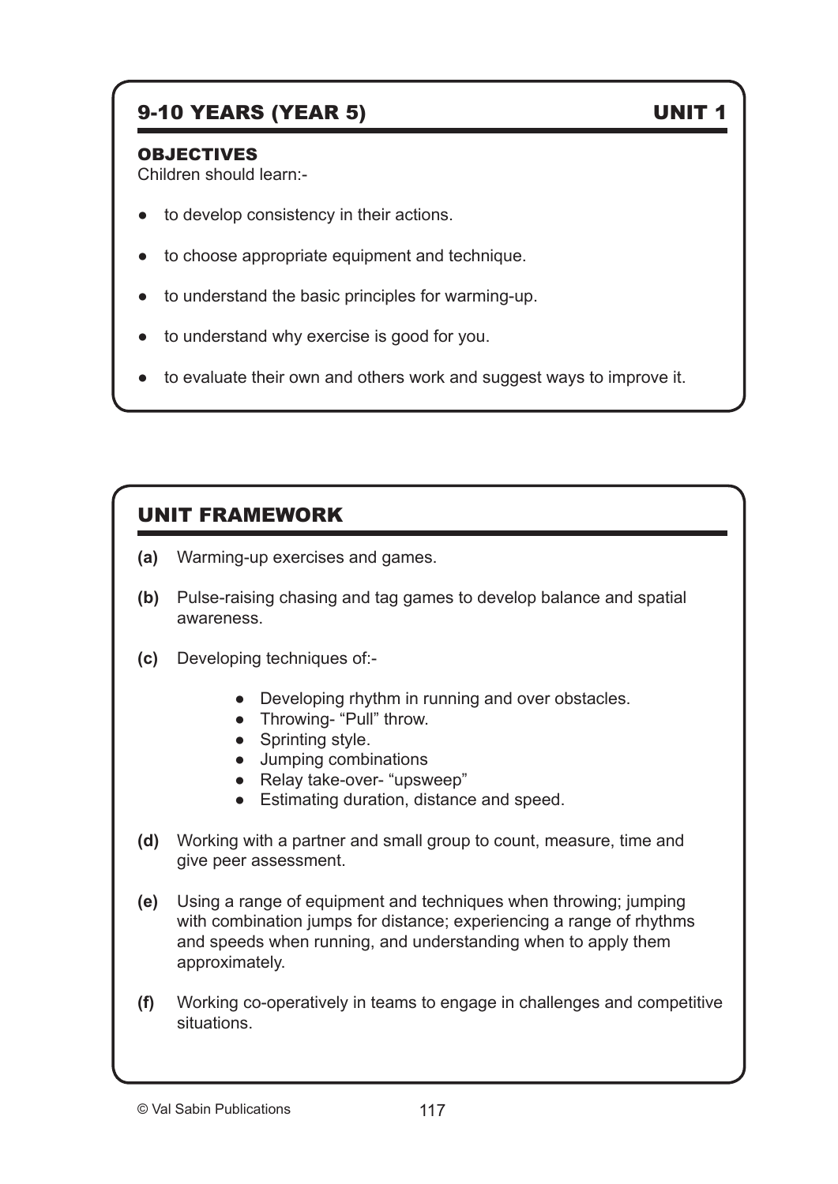## 9-10 YEARS (YEAR 5) UNIT 1

### OBJECTIVES

Children should learn:-

- to develop consistency in their actions.
- to choose appropriate equipment and technique.
- to understand the basic principles for warming-up.
- to understand why exercise is good for you.
- to evaluate their own and others work and suggest ways to improve it.

## UNIT FRAMEWORK

**(a)** Warming-up exercises and games.

**(b)** Pulse-raising chasing and tag games to develop balance and spatial awareness.

**(c)** Developing techniques of:-

- Developing rhythm in running and over obstacles.
- Throwing- "Pull" throw.
- Sprinting style.
- Jumping combinations
- Relay take-over- "upsweep"
- Estimating duration, distance and speed.

**(d)** Working with a partner and small group to count, measure, time and give peer assessment.

**(e)** Using a range of equipment and techniques when throwing; jumping with combination jumps for distance; experiencing a range of rhythms and speeds when running, and understanding when to apply them approximately.

**(f)** Working co-operatively in teams to engage in challenges and competitive situations.

© Val Sabin Publications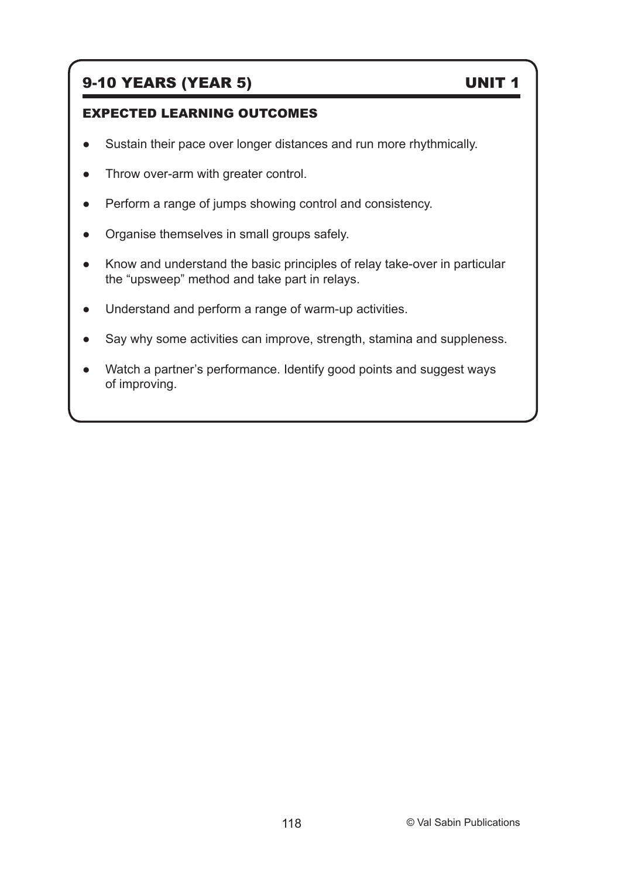## 9-10 YEARS (YEAR 5) UNIT 1

### EXPECTED LEARNING OUTCOMES

- Sustain their pace over longer distances and run more rhythmically.
- Throw over-arm with greater control.
- Perform a range of jumps showing control and consistency.
- Organise themselves in small groups safely.
- Know and understand the basic principles of relay take-over in particular the "upsweep" method and take part in relays.
- Understand and perform a range of warm-up activities.
- Say why some activities can improve, strength, stamina and suppleness.
- Watch a partner's performance. Identify good points and suggest ways of improving.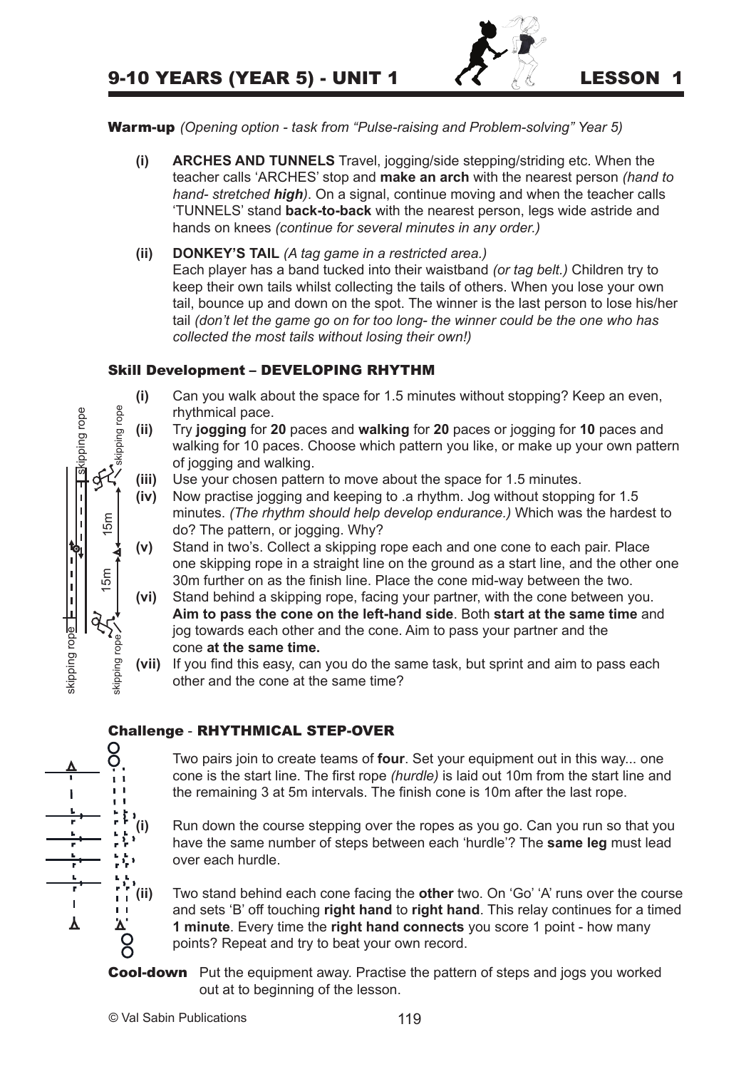# 9-10 YEARS (YEAR 5) - UNIT 1 LESSON 1

**Warm-up** *(Opening option - task from "Pulse-raising and Problem-solving" Year 5)*

- **(i)** **ARCHES AND TUNNELS** Travel, jogging/side stepping/striding etc. When the teacher calls 'ARCHES' stop and **make an arch** with the nearest person *(hand to hand- stretched **high**)*. On a signal, continue moving and when the teacher calls 'TUNNELS' stand **back-to-back** with the nearest person, legs wide astride and hands on knees *(continue for several minutes in any order.)*

- **(ii)** **DONKEY'S TAIL** *(A tag game in a restricted area.)*
  Each player has a band tucked into their waistband *(or tag belt.)* Children try to keep their own tails whilst collecting the tails of others. When you lose your own tail, bounce up and down on the spot. The winner is the last person to lose his/her tail *(don't let the game go on for too long- the winner could be the one who has collected the most tails without losing their own!)*

## Skill Development – DEVELOPING RHYTHM

- **(i)** Can you walk about the space for 1.5 minutes without stopping? Keep an even, rhythmical pace.
- **(ii)** Try **jogging** for **20** paces and **walking** for **20** paces or jogging for **10** paces and walking for 10 paces. Choose which pattern you like, or make up your own pattern of jogging and walking.
- **(iii)** Use your chosen pattern to move about the space for 1.5 minutes.
- **(iv)** Now practise jogging and keeping to .a rhythm. Jog without stopping for 1.5 minutes. *(The rhythm should help develop endurance.)* Which was the hardest to do? The pattern, or jogging. Why?
- **(v)** Stand in two's. Collect a skipping rope each and one cone to each pair. Place one skipping rope in a straight line on the ground as a start line, and the other one 30m further on as the finish line. Place the cone mid-way between the two.
- **(vi)** Stand behind a skipping rope, facing your partner, with the cone between you. **Aim to pass the cone on the left-hand side**. Both **start at the same time** and jog towards each other and the cone. Aim to pass your partner and the cone **at the same time.**
- **(vii)** If you find this easy, can you do the same task, but sprint and aim to pass each other and the cone at the same time?

skipping rope / skipping rope / 15m / 15m / skipping rope / skipping rope

## Challenge - RHYTHMICAL STEP-OVER

Two pairs join to create teams of **four**. Set your equipment out in this way... one cone is the start line. The first rope *(hurdle)* is laid out 10m from the start line and the remaining 3 at 5m intervals. The finish cone is 10m after the last rope.

- **(i)** Run down the course stepping over the ropes as you go. Can you run so that you have the same number of steps between each 'hurdle'? The **same leg** must lead over each hurdle.
- **(ii)** Two stand behind each cone facing the **other** two. On 'Go' 'A' runs over the course and sets 'B' off touching **right hand** to **right hand**. This relay continues for a timed **1 minute**. Every time the **right hand connects** you score 1 point - how many points? Repeat and try to beat your own record.

**Cool-down** Put the equipment away. Practise the pattern of steps and jogs you worked out at to beginning of the lesson.

© Val Sabin Publications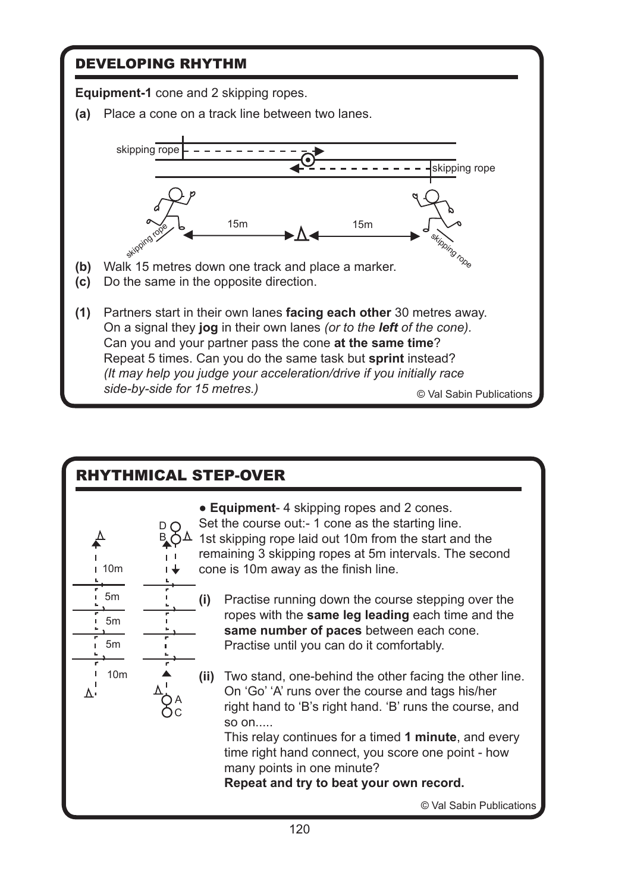## DEVELOPING RHYTHM

**Equipment-1** cone and 2 skipping ropes.

**(a)** Place a cone on a track line between two lanes.

**(b)** Walk 15 metres down one track and place a marker.
**(c)** Do the same in the opposite direction.

**(1)** Partners start in their own lanes **facing each other** 30 metres away. On a signal they **jog** in their own lanes *(or to the* ***left*** *of the cone).* Can you and your partner pass the cone **at the same time**? Repeat 5 times. Can you do the same task but **sprint** instead? *(It may help you judge your acceleration/drive if you initially race side-by-side for 15 metres.)*

© Val Sabin Publications

## RHYTHMICAL STEP-OVER

- **Equipment**- 4 skipping ropes and 2 cones.

Set the course out:- 1 cone as the starting line. 1st skipping rope laid out 10m from the start and the remaining 3 skipping ropes at 5m intervals. The second cone is 10m away as the finish line.

**(i)** Practise running down the course stepping over the ropes with the **same leg leading** each time and the **same number of paces** between each cone. Practise until you can do it comfortably.

**(ii)** Two stand, one-behind the other facing the other line. On 'Go' 'A' runs over the course and tags his/her right hand to 'B's right hand. 'B' runs the course, and so on.....

This relay continues for a timed **1 minute**, and every time right hand connect, you score one point - how many points in one minute?

**Repeat and try to beat your own record.**

© Val Sabin Publications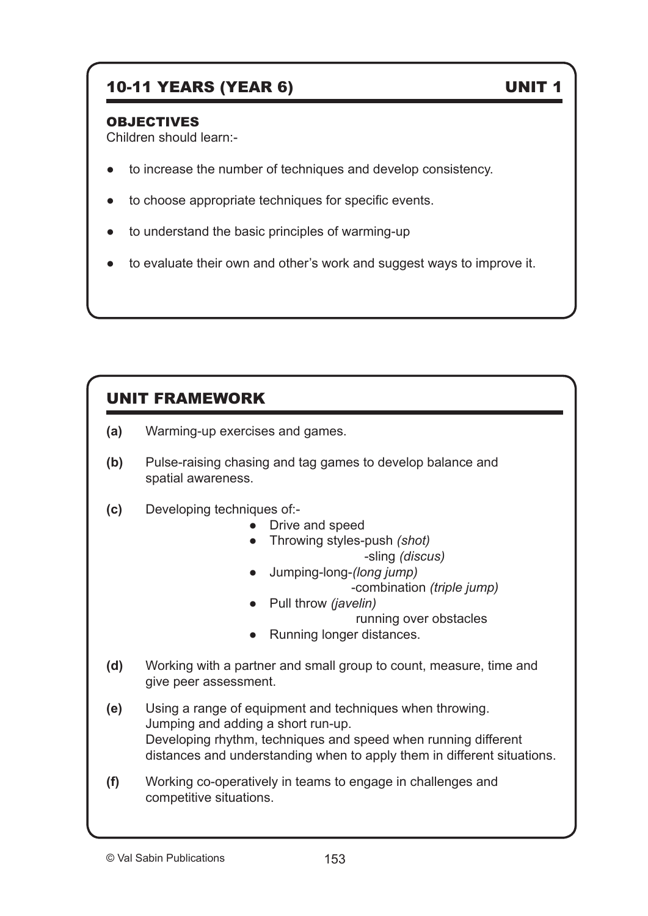## 10-11 YEARS (YEAR 6) UNIT 1

### OBJECTIVES

Children should learn:-

- to increase the number of techniques and develop consistency.
- to choose appropriate techniques for specific events.
- to understand the basic principles of warming-up
- to evaluate their own and other's work and suggest ways to improve it.

## UNIT FRAMEWORK

**(a)** Warming-up exercises and games.

**(b)** Pulse-raising chasing and tag games to develop balance and spatial awareness.

**(c)** Developing techniques of:-

- Drive and speed
- Throwing styles-push *(shot)*
  -sling *(discus)*
- Jumping-long-*(long jump)*
  -combination *(triple jump)*
- Pull throw *(javelin)*
  running over obstacles
- Running longer distances.

**(d)** Working with a partner and small group to count, measure, time and give peer assessment.

**(e)** Using a range of equipment and techniques when throwing.
Jumping and adding a short run-up.
Developing rhythm, techniques and speed when running different distances and understanding when to apply them in different situations.

**(f)** Working co-operatively in teams to engage in challenges and competitive situations.

© Val Sabin Publications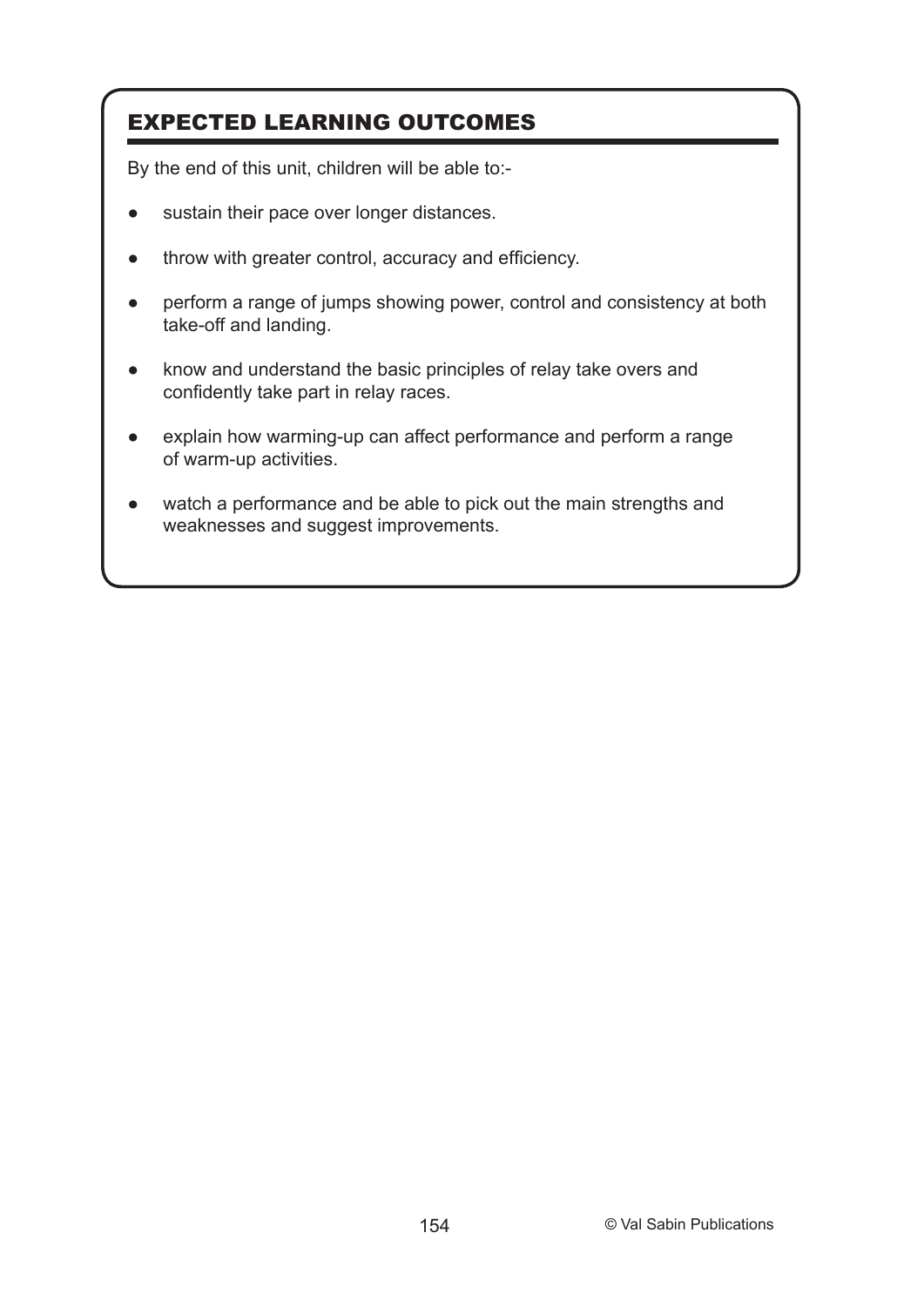## EXPECTED LEARNING OUTCOMES

By the end of this unit, children will be able to:-

- sustain their pace over longer distances.
- throw with greater control, accuracy and efficiency.
- perform a range of jumps showing power, control and consistency at both take-off and landing.
- know and understand the basic principles of relay take overs and confidently take part in relay races.
- explain how warming-up can affect performance and perform a range of warm-up activities.
- watch a performance and be able to pick out the main strengths and weaknesses and suggest improvements.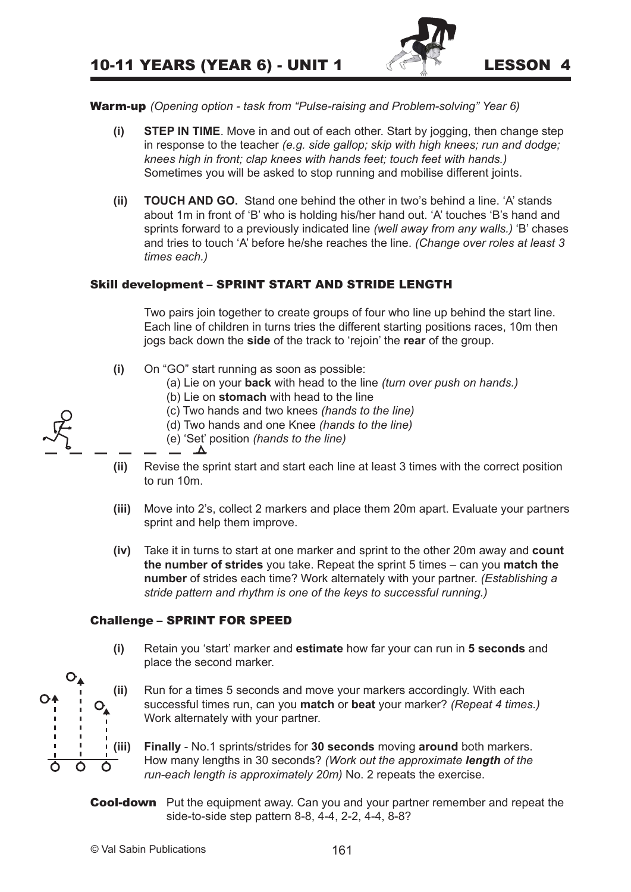# 10-11 YEARS (YEAR 6) - UNIT 1 LESSON 4

**Warm-up** *(Opening option - task from "Pulse-raising and Problem-solving" Year 6)*

**(i)** **STEP IN TIME**. Move in and out of each other. Start by jogging, then change step in response to the teacher *(e.g. side gallop; skip with high knees; run and dodge; knees high in front; clap knees with hands feet; touch feet with hands.)* Sometimes you will be asked to stop running and mobilise different joints.

**(ii)** **TOUCH AND GO.** Stand one behind the other in two's behind a line. 'A' stands about 1m in front of 'B' who is holding his/her hand out. 'A' touches 'B's hand and sprints forward to a previously indicated line *(well away from any walls.)* 'B' chases and tries to touch 'A' before he/she reaches the line. *(Change over roles at least 3 times each.)*

## Skill development – SPRINT START AND STRIDE LENGTH

Two pairs join together to create groups of four who line up behind the start line. Each line of children in turns tries the different starting positions races, 10m then jogs back down the **side** of the track to 'rejoin' the **rear** of the group.

**(i)** On "GO" start running as soon as possible:
- (a) Lie on your **back** with head to the line *(turn over push on hands.)*
- (b) Lie on **stomach** with head to the line
- (c) Two hands and two knees *(hands to the line)*
- (d) Two hands and one Knee *(hands to the line)*
- (e) 'Set' position *(hands to the line)*

**(ii)** Revise the sprint start and start each line at least 3 times with the correct position to run 10m.

**(iii)** Move into 2's, collect 2 markers and place them 20m apart. Evaluate your partners sprint and help them improve.

**(iv)** Take it in turns to start at one marker and sprint to the other 20m away and **count the number of strides** you take. Repeat the sprint 5 times – can you **match the number** of strides each time? Work alternately with your partner. *(Establishing a stride pattern and rhythm is one of the keys to successful running.)*

## Challenge – SPRINT FOR SPEED

**(i)** Retain you 'start' marker and **estimate** how far your can run in **5 seconds** and place the second marker.

**(ii)** Run for a times 5 seconds and move your markers accordingly. With each successful times run, can you **match** or **beat** your marker? *(Repeat 4 times.)* Work alternately with your partner.

**(iii)** **Finally** - No.1 sprints/strides for **30 seconds** moving **around** both markers. How many lengths in 30 seconds? *(Work out the approximate **length** of the run-each length is approximately 20m)* No. 2 repeats the exercise.

**Cool-down** Put the equipment away. Can you and your partner remember and repeat the side-to-side step pattern 8-8, 4-4, 2-2, 4-4, 8-8?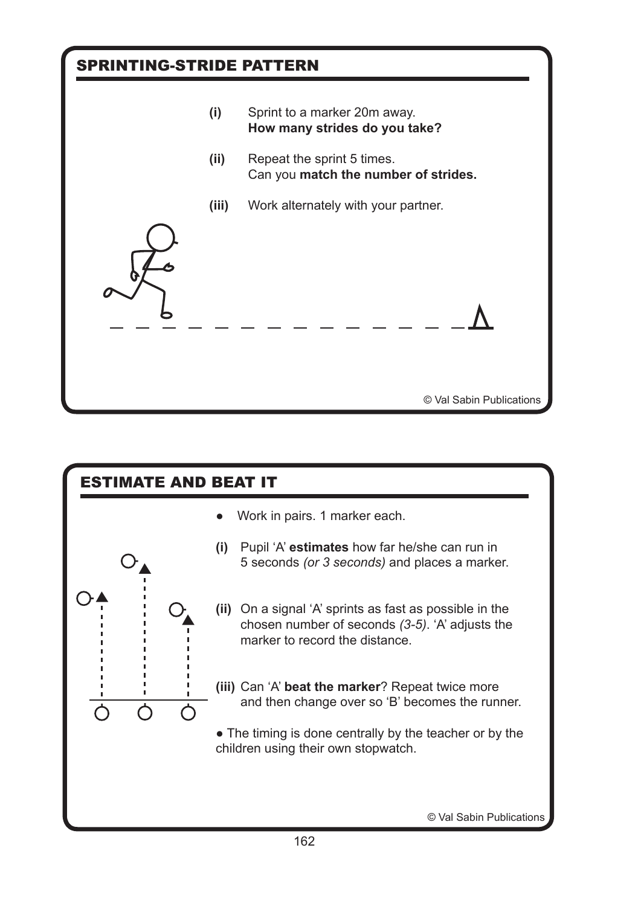## SPRINTING-STRIDE PATTERN

**(i)** Sprint to a marker 20m away.
**How many strides do you take?**

**(ii)** Repeat the sprint 5 times.
Can you **match the number of strides.**

**(iii)** Work alternately with your partner.

© Val Sabin Publications

## ESTIMATE AND BEAT IT

- Work in pairs. 1 marker each.

**(i)** Pupil 'A' **estimates** how far he/she can run in 5 seconds *(or 3 seconds)* and places a marker.

**(ii)** On a signal 'A' sprints as fast as possible in the chosen number of seconds *(3-5)*. 'A' adjusts the marker to record the distance.

**(iii)** Can 'A' **beat the marker**? Repeat twice more and then change over so 'B' becomes the runner.

- The timing is done centrally by the teacher or by the children using their own stopwatch.

© Val Sabin Publications